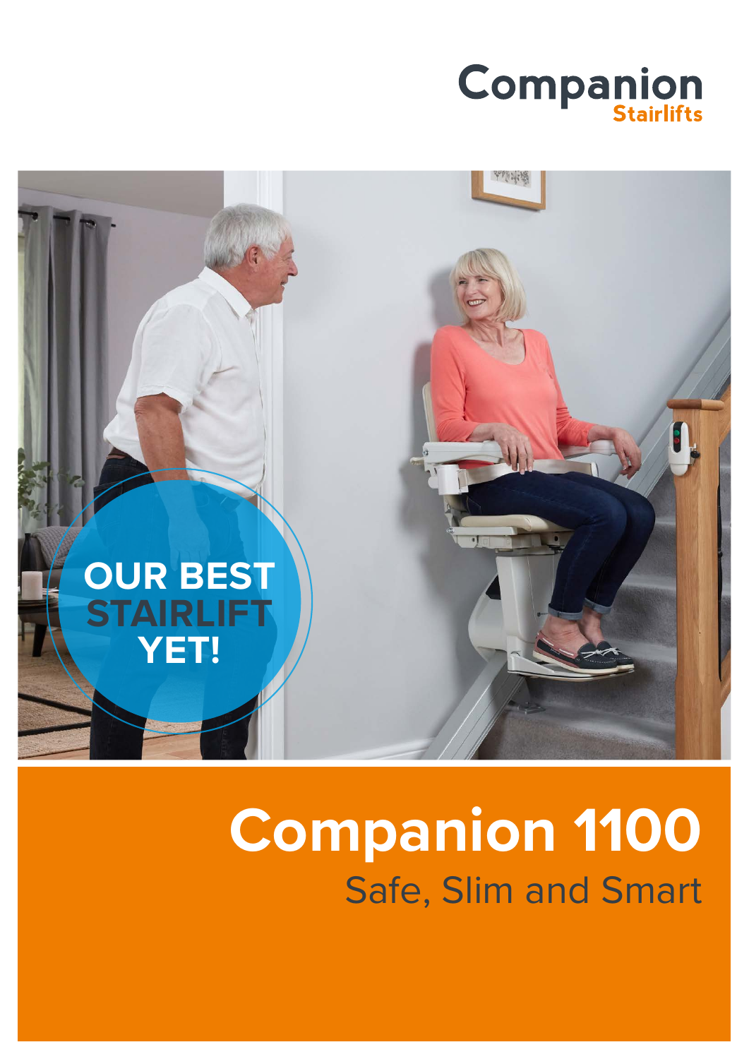Companion
Stairlifts

OUR BEST STAIRLIFT YET!

# Companion 1100

## Safe, Slim and Smart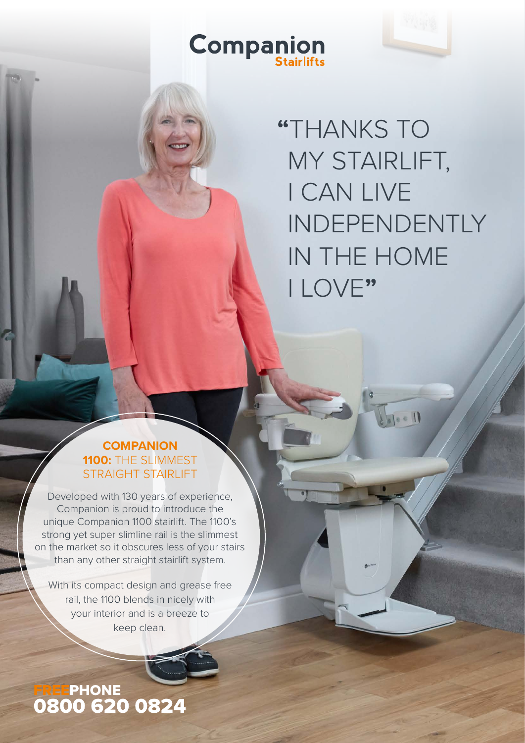# Companion
## Stairlifts

# "THANKS TO MY STAIRLIFT, I CAN LIVE INDEPENDENTLY IN THE HOME I LOVE"

### **COMPANION 1100:** THE SLIMMEST STRAIGHT STAIRLIFT

Developed with 130 years of experience, Companion is proud to introduce the unique Companion 1100 stairlift. The 1100's strong yet super slimline rail is the slimmest on the market so it obscures less of your stairs than any other straight stairlift system.

With its compact design and grease free rail, the 1100 blends in nicely with your interior and is a breeze to keep clean.

**FREEPHONE**
**0800 620 0824**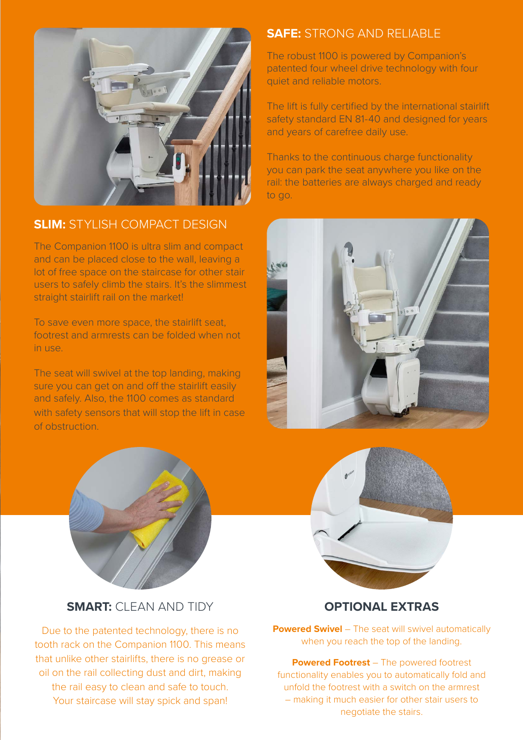## **SAFE:** STRONG AND RELIABLE

The robust 1100 is powered by Companion's patented four wheel drive technology with four quiet and reliable motors.

The lift is fully certified by the international stairlift safety standard EN 81-40 and designed for years and years of carefree daily use.

Thanks to the continuous charge functionality you can park the seat anywhere you like on the rail: the batteries are always charged and ready to go.

## **SLIM:** STYLISH COMPACT DESIGN

The Companion 1100 is ultra slim and compact and can be placed close to the wall, leaving a lot of free space on the staircase for other stair users to safely climb the stairs. It's the slimmest straight stairlift rail on the market!

To save even more space, the stairlift seat, footrest and armrests can be folded when not in use.

The seat will swivel at the top landing, making sure you can get on and off the stairlift easily and safely. Also, the 1100 comes as standard with safety sensors that will stop the lift in case of obstruction.

## **SMART:** CLEAN AND TIDY

Due to the patented technology, there is no tooth rack on the Companion 1100. This means that unlike other stairlifts, there is no grease or oil on the rail collecting dust and dirt, making the rail easy to clean and safe to touch. Your staircase will stay spick and span!

## OPTIONAL EXTRAS

**Powered Swivel** – The seat will swivel automatically when you reach the top of the landing.

**Powered Footrest** – The powered footrest functionality enables you to automatically fold and unfold the footrest with a switch on the armrest – making it much easier for other stair users to negotiate the stairs.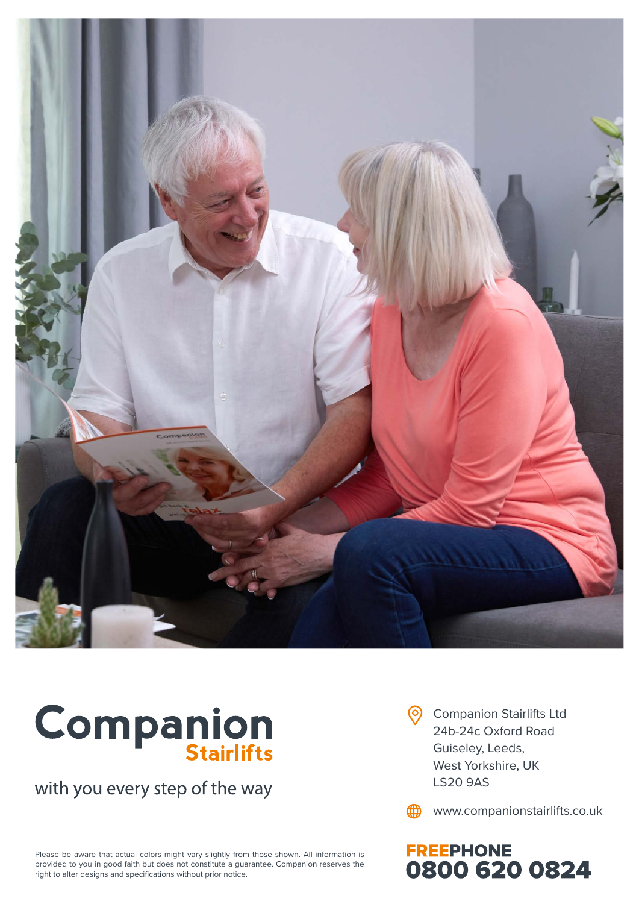# Companion
## Stairlifts

with you every step of the way

Companion Stairlifts Ltd
24b-24c Oxford Road
Guiseley, Leeds,
West Yorkshire, UK
LS20 9AS

www.companionstairlifts.co.uk

**FREEPHONE**
**0800 620 0824**

Please be aware that actual colors might vary slightly from those shown. All information is provided to you in good faith but does not constitute a guarantee. Companion reserves the right to alter designs and specifications without prior notice.